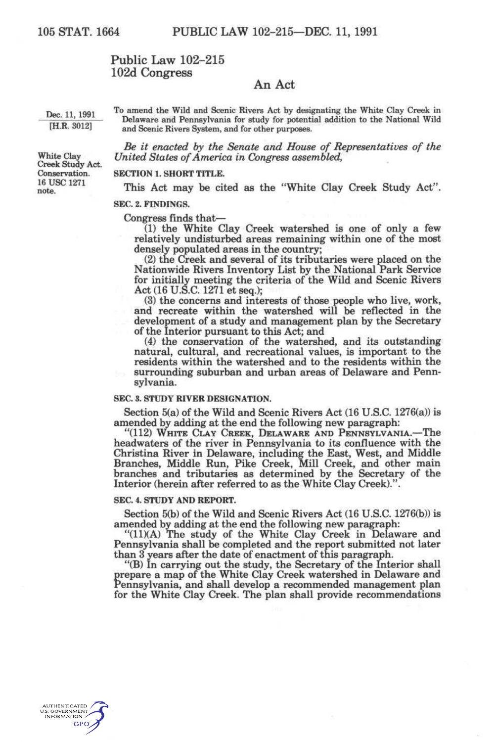# Public Law 102-215
## 102d Congress

### An Act

Dec. 11, 1991
[H.R. 3012]

To amend the Wild and Scenic Rivers Act by designating the White Clay Creek in Delaware and Pennsylvania for study for potential addition to the National Wild and Scenic Rivers System, and for other purposes.

White Clay Creek Study Act.
Conservation.
16 USC 1271 note.

*Be it enacted by the Senate and House of Representatives of the United States of America in Congress assembled,*

**SECTION 1. SHORT TITLE.**

This Act may be cited as the "White Clay Creek Study Act".

**SEC. 2. FINDINGS.**

Congress finds that—

(1) the White Clay Creek watershed is one of only a few relatively undisturbed areas remaining within one of the most densely populated areas in the country;

(2) the Creek and several of its tributaries were placed on the Nationwide Rivers Inventory List by the National Park Service for initially meeting the criteria of the Wild and Scenic Rivers Act (16 U.S.C. 1271 et seq.);

(3) the concerns and interests of those people who live, work, and recreate within the watershed will be reflected in the development of a study and management plan by the Secretary of the Interior pursuant to this Act; and

(4) the conservation of the watershed, and its outstanding natural, cultural, and recreational values, is important to the residents within the watershed and to the residents within the surrounding suburban and urban areas of Delaware and Pennsylvania.

**SEC. 3. STUDY RIVER DESIGNATION.**

Section 5(a) of the Wild and Scenic Rivers Act (16 U.S.C. 1276(a)) is amended by adding at the end the following new paragraph:

"(112) WHITE CLAY CREEK, DELAWARE AND PENNSYLVANIA.—The headwaters of the river in Pennsylvania to its confluence with the Christina River in Delaware, including the East, West, and Middle Branches, Middle Run, Pike Creek, Mill Creek, and other main branches and tributaries as determined by the Secretary of the Interior (herein after referred to as the White Clay Creek).".

**SEC. 4. STUDY AND REPORT.**

Section 5(b) of the Wild and Scenic Rivers Act (16 U.S.C. 1276(b)) is amended by adding at the end the following new paragraph:

"(11)(A) The study of the White Clay Creek in Delaware and Pennsylvania shall be completed and the report submitted not later than 3 years after the date of enactment of this paragraph.

"(B) In carrying out the study, the Secretary of the Interior shall prepare a map of the White Clay Creek watershed in Delaware and Pennsylvania, and shall develop a recommended management plan for the White Clay Creek. The plan shall provide recommendations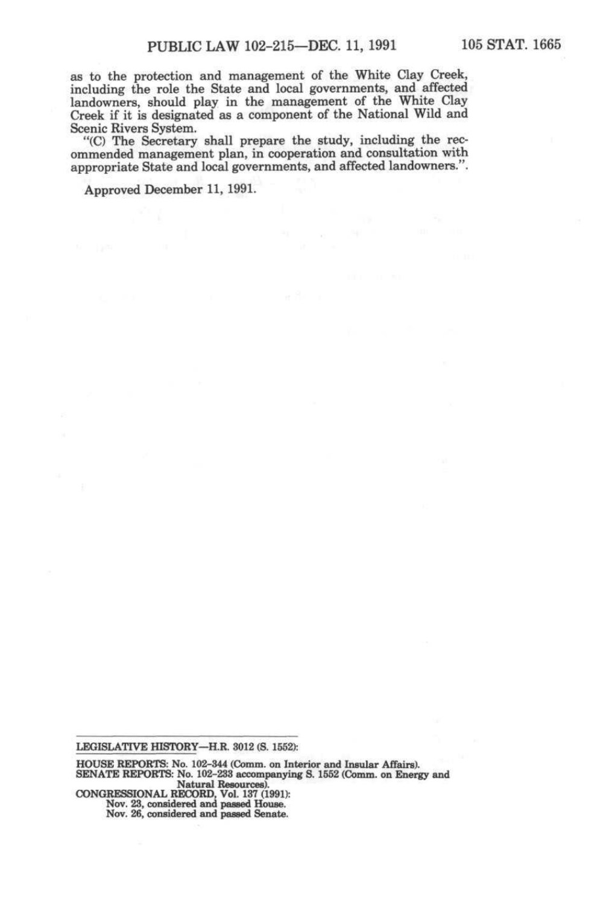as to the protection and management of the White Clay Creek, including the role the State and local governments, and affected landowners, should play in the management of the White Clay Creek if it is designated as a component of the National Wild and Scenic Rivers System.

"(C) The Secretary shall prepare the study, including the recommended management plan, in cooperation and consultation with appropriate State and local governments, and affected landowners.".

Approved December 11, 1991.

---

LEGISLATIVE HISTORY—H.R. 3012 (S. 1552):

HOUSE REPORTS: No. 102-344 (Comm. on Interior and Insular Affairs).
SENATE REPORTS: No. 102-233 accompanying S. 1552 (Comm. on Energy and Natural Resources).
CONGRESSIONAL RECORD, Vol. 137 (1991):
Nov. 23, considered and passed House.
Nov. 26, considered and passed Senate.